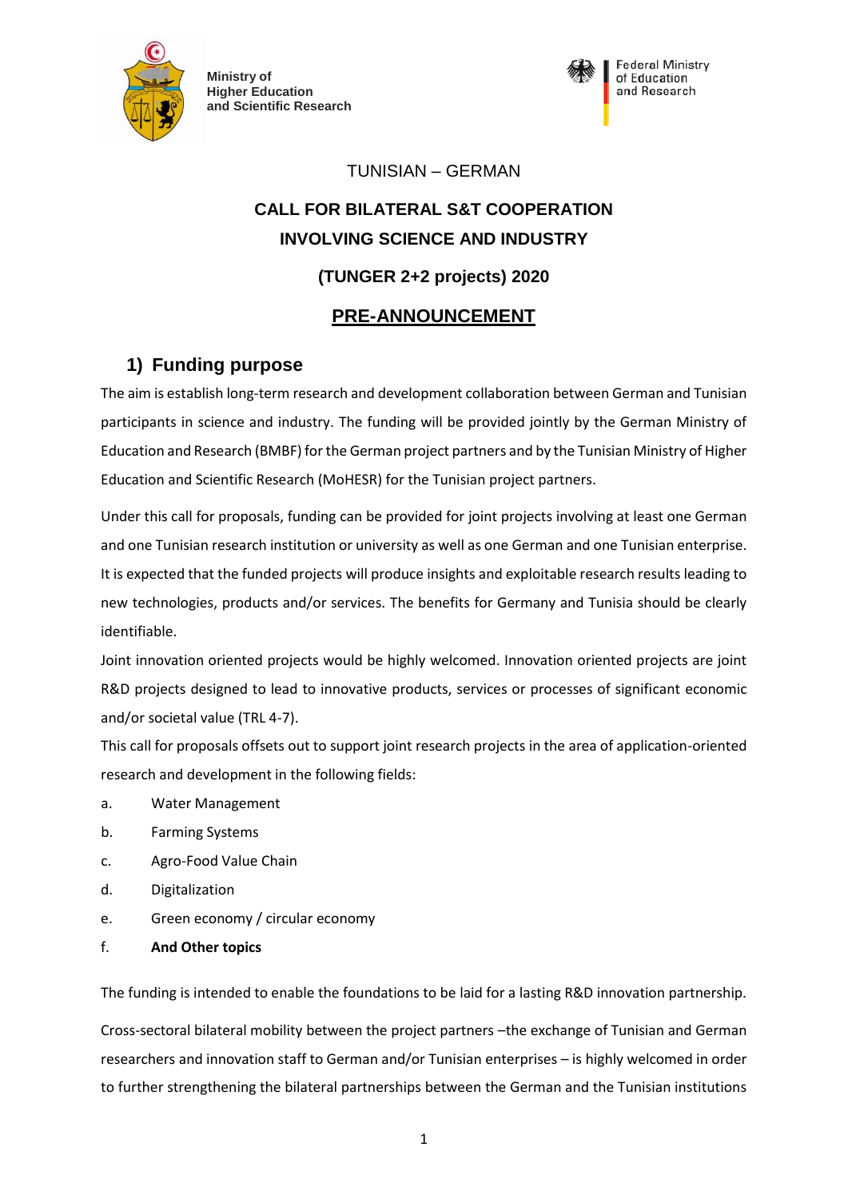Ministry of Higher Education and Scientific Research

Federal Ministry of Education and Research

TUNISIAN – GERMAN

**CALL FOR BILATERAL S&T COOPERATION**

**INVOLVING SCIENCE AND INDUSTRY**

**(TUNGER 2+2 projects) 2020**

**PRE-ANNOUNCEMENT**

## 1) Funding purpose

The aim is establish long-term research and development collaboration between German and Tunisian participants in science and industry. The funding will be provided jointly by the German Ministry of Education and Research (BMBF) for the German project partners and by the Tunisian Ministry of Higher Education and Scientific Research (MoHESR) for the Tunisian project partners.

Under this call for proposals, funding can be provided for joint projects involving at least one German and one Tunisian research institution or university as well as one German and one Tunisian enterprise. It is expected that the funded projects will produce insights and exploitable research results leading to new technologies, products and/or services. The benefits for Germany and Tunisia should be clearly identifiable.

Joint innovation oriented projects would be highly welcomed. Innovation oriented projects are joint R&D projects designed to lead to innovative products, services or processes of significant economic and/or societal value (TRL 4-7).

This call for proposals offsets out to support joint research projects in the area of application-oriented research and development in the following fields:

a. Water Management

b. Farming Systems

c. Agro-Food Value Chain

d. Digitalization

e. Green economy / circular economy

f. **And Other topics**

The funding is intended to enable the foundations to be laid for a lasting R&D innovation partnership.

Cross-sectoral bilateral mobility between the project partners –the exchange of Tunisian and German researchers and innovation staff to German and/or Tunisian enterprises – is highly welcomed in order to further strengthening the bilateral partnerships between the German and the Tunisian institutions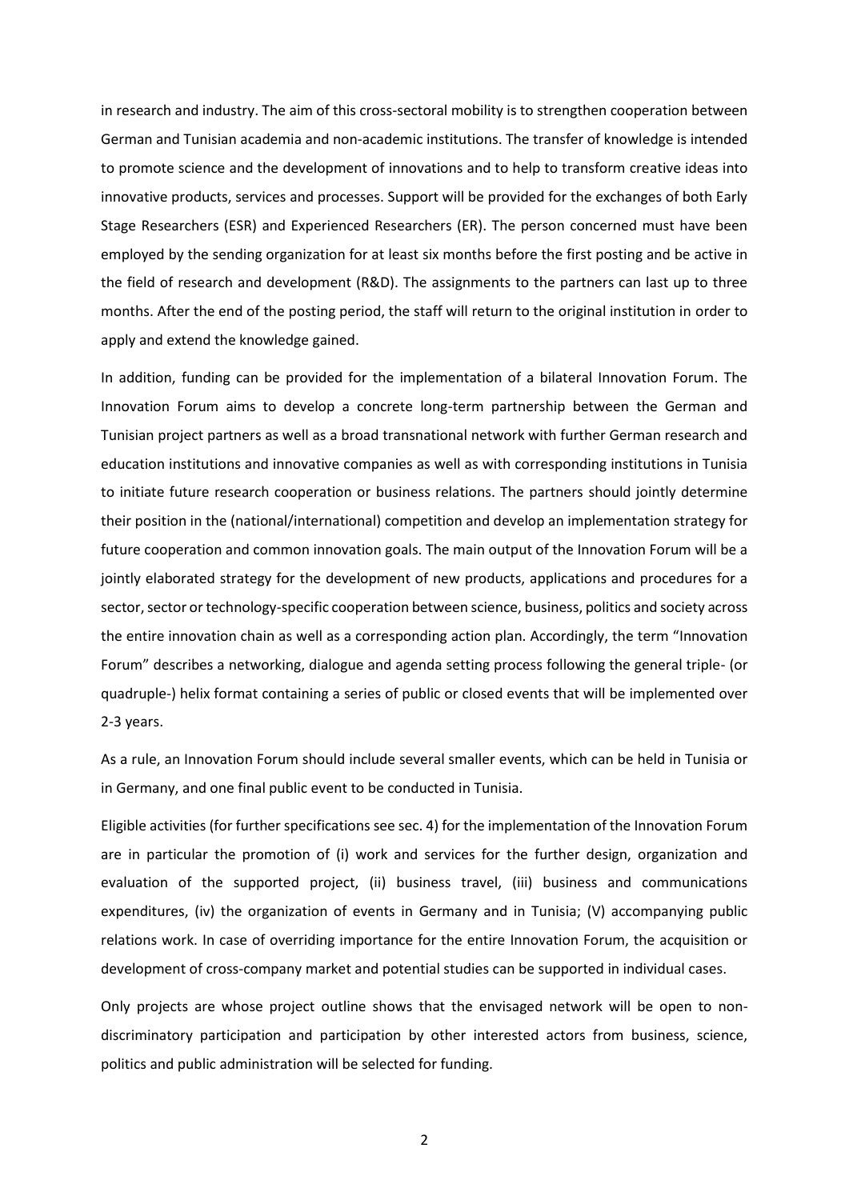in research and industry. The aim of this cross-sectoral mobility is to strengthen cooperation between German and Tunisian academia and non-academic institutions. The transfer of knowledge is intended to promote science and the development of innovations and to help to transform creative ideas into innovative products, services and processes. Support will be provided for the exchanges of both Early Stage Researchers (ESR) and Experienced Researchers (ER). The person concerned must have been employed by the sending organization for at least six months before the first posting and be active in the field of research and development (R&D). The assignments to the partners can last up to three months. After the end of the posting period, the staff will return to the original institution in order to apply and extend the knowledge gained.

In addition, funding can be provided for the implementation of a bilateral Innovation Forum. The Innovation Forum aims to develop a concrete long-term partnership between the German and Tunisian project partners as well as a broad transnational network with further German research and education institutions and innovative companies as well as with corresponding institutions in Tunisia to initiate future research cooperation or business relations. The partners should jointly determine their position in the (national/international) competition and develop an implementation strategy for future cooperation and common innovation goals. The main output of the Innovation Forum will be a jointly elaborated strategy for the development of new products, applications and procedures for a sector, sector or technology-specific cooperation between science, business, politics and society across the entire innovation chain as well as a corresponding action plan. Accordingly, the term "Innovation Forum" describes a networking, dialogue and agenda setting process following the general triple- (or quadruple-) helix format containing a series of public or closed events that will be implemented over 2-3 years.

As a rule, an Innovation Forum should include several smaller events, which can be held in Tunisia or in Germany, and one final public event to be conducted in Tunisia.

Eligible activities (for further specifications see sec. 4) for the implementation of the Innovation Forum are in particular the promotion of (i) work and services for the further design, organization and evaluation of the supported project, (ii) business travel, (iii) business and communications expenditures, (iv) the organization of events in Germany and in Tunisia; (V) accompanying public relations work. In case of overriding importance for the entire Innovation Forum, the acquisition or development of cross-company market and potential studies can be supported in individual cases.

Only projects are whose project outline shows that the envisaged network will be open to non-discriminatory participation and participation by other interested actors from business, science, politics and public administration will be selected for funding.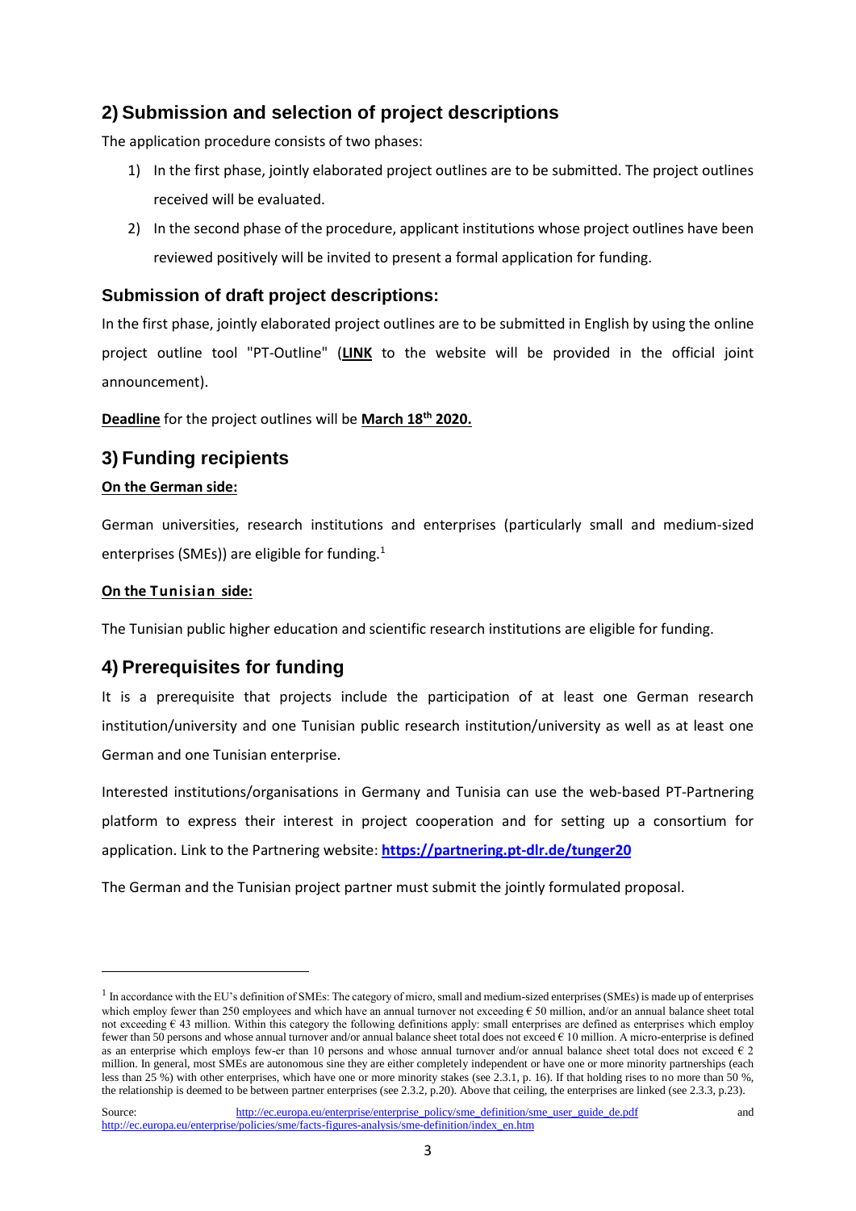## 2) Submission and selection of project descriptions

The application procedure consists of two phases:

1) In the first phase, jointly elaborated project outlines are to be submitted. The project outlines received will be evaluated.
2) In the second phase of the procedure, applicant institutions whose project outlines have been reviewed positively will be invited to present a formal application for funding.

### Submission of draft project descriptions:

In the first phase, jointly elaborated project outlines are to be submitted in English by using the online project outline tool "PT-Outline" (**LINK** to the website will be provided in the official joint announcement).

**Deadline** for the project outlines will be **March 18th 2020.**

## 3) Funding recipients

**On the German side:**

German universities, research institutions and enterprises (particularly small and medium-sized enterprises (SMEs)) are eligible for funding.[1]

**On the Tunisian side:**

The Tunisian public higher education and scientific research institutions are eligible for funding.

## 4) Prerequisites for funding

It is a prerequisite that projects include the participation of at least one German research institution/university and one Tunisian public research institution/university as well as at least one German and one Tunisian enterprise.

Interested institutions/organisations in Germany and Tunisia can use the web-based PT-Partnering platform to express their interest in project cooperation and for setting up a consortium for application. Link to the Partnering website: **https://partnering.pt-dlr.de/tunger20**

The German and the Tunisian project partner must submit the jointly formulated proposal.

---

[1] In accordance with the EU's definition of SMEs: The category of micro, small and medium-sized enterprises (SMEs) is made up of enterprises which employ fewer than 250 employees and which have an annual turnover not exceeding € 50 million, and/or an annual balance sheet total not exceeding € 43 million. Within this category the following definitions apply: small enterprises are defined as enterprises which employ fewer than 50 persons and whose annual turnover and/or annual balance sheet total does not exceed € 10 million. A micro-enterprise is defined as an enterprise which employs few-er than 10 persons and whose annual turnover and/or annual balance sheet total does not exceed € 2 million. In general, most SMEs are autonomous sine they are either completely independent or have one or more minority partnerships (each less than 25 %) with other enterprises, which have one or more minority stakes (see 2.3.1, p. 16). If that holding rises to no more than 50 %, the relationship is deemed to be between partner enterprises (see 2.3.2, p.20). Above that ceiling, the enterprises are linked (see 2.3.3, p.23).

Source: http://ec.europa.eu/enterprise/enterprise_policy/sme_definition/sme_user_guide_de.pdf and http://ec.europa.eu/enterprise/policies/sme/facts-figures-analysis/sme-definition/index_en.htm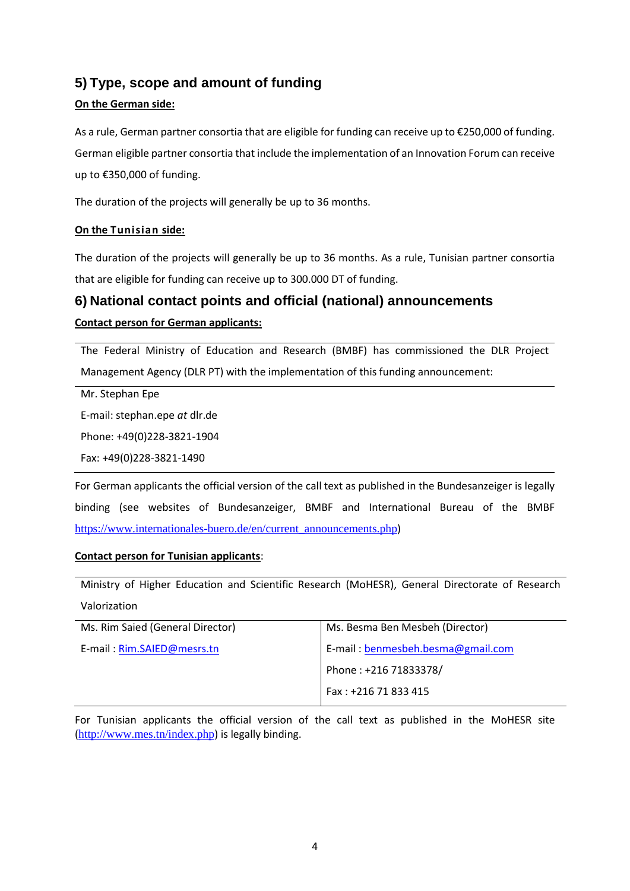## 5) Type, scope and amount of funding

**On the German side:**

As a rule, German partner consortia that are eligible for funding can receive up to €250,000 of funding. German eligible partner consortia that include the implementation of an Innovation Forum can receive up to €350,000 of funding.

The duration of the projects will generally be up to 36 months.

**On the Tunisian side:**

The duration of the projects will generally be up to 36 months. As a rule, Tunisian partner consortia that are eligible for funding can receive up to 300.000 DT of funding.

## 6) National contact points and official (national) announcements

**Contact person for German applicants:**

The Federal Ministry of Education and Research (BMBF) has commissioned the DLR Project Management Agency (DLR PT) with the implementation of this funding announcement:

Mr. Stephan Epe

E-mail: stephan.epe *at* dlr.de

Phone: +49(0)228-3821-1904

Fax: +49(0)228-3821-1490

For German applicants the official version of the call text as published in the Bundesanzeiger is legally binding (see websites of Bundesanzeiger, BMBF and International Bureau of the BMBF https://www.internationales-buero.de/en/current_announcements.php)

**Contact person for Tunisian applicants**:

Ministry of Higher Education and Scientific Research (MoHESR), General Directorate of Research Valorization

| | |
|---|---|
| Ms. Rim Saied (General Director) | Ms. Besma Ben Mesbeh (Director) |
| E-mail : Rim.SAIED@mesrs.tn | E-mail : benmesbeh.besma@gmail.com |
| | Phone : +216 71833378/ |
| | Fax : +216 71 833 415 |

For Tunisian applicants the official version of the call text as published in the MoHESR site (http://www.mes.tn/index.php) is legally binding.